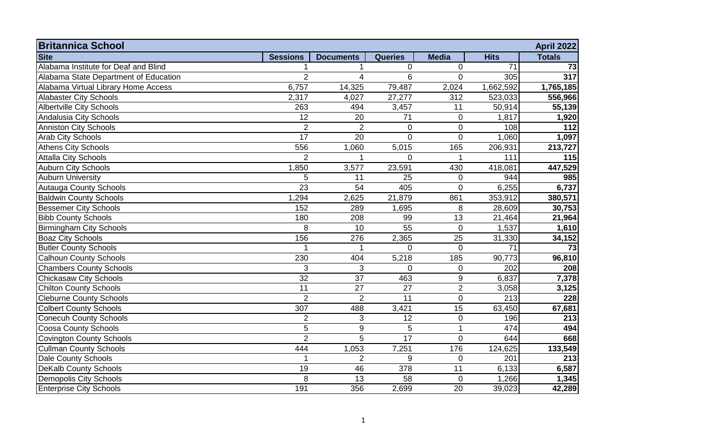| Britannica School | | | | | | April 2022 |
|---|---|---|---|---|---|---|
| **Site** | **Sessions** | **Documents** | **Queries** | **Media** | **Hits** | **Totals** |
| Alabama Institute for Deaf and Blind | 1 | 1 | 0 | 0 | 71 | **73** |
| Alabama State Department of Education | 2 | 4 | 6 | 0 | 305 | **317** |
| Alabama Virtual Library Home Access | 6,757 | 14,325 | 79,487 | 2,024 | 1,662,592 | **1,765,185** |
| Alabaster City Schools | 2,317 | 4,027 | 27,277 | 312 | 523,033 | **556,966** |
| Albertville City Schools | 263 | 494 | 3,457 | 11 | 50,914 | **55,139** |
| Andalusia City Schools | 12 | 20 | 71 | 0 | 1,817 | **1,920** |
| Anniston City Schools | 2 | 2 | 0 | 0 | 108 | **112** |
| Arab City Schools | 17 | 20 | 0 | 0 | 1,060 | **1,097** |
| Athens City Schools | 556 | 1,060 | 5,015 | 165 | 206,931 | **213,727** |
| Attalla City Schools | 2 | 1 | 0 | 1 | 111 | **115** |
| Auburn City Schools | 1,850 | 3,577 | 23,591 | 430 | 418,081 | **447,529** |
| Auburn University | 5 | 11 | 25 | 0 | 944 | **985** |
| Autauga County Schools | 23 | 54 | 405 | 0 | 6,255 | **6,737** |
| Baldwin County Schools | 1,294 | 2,625 | 21,879 | 861 | 353,912 | **380,571** |
| Bessemer City Schools | 152 | 289 | 1,695 | 8 | 28,609 | **30,753** |
| Bibb County Schools | 180 | 208 | 99 | 13 | 21,464 | **21,964** |
| Birmingham City Schools | 8 | 10 | 55 | 0 | 1,537 | **1,610** |
| Boaz City Schools | 156 | 276 | 2,365 | 25 | 31,330 | **34,152** |
| Butler County Schools | 1 | 1 | 0 | 0 | 71 | **73** |
| Calhoun County Schools | 230 | 404 | 5,218 | 185 | 90,773 | **96,810** |
| Chambers County Schools | 3 | 3 | 0 | 0 | 202 | **208** |
| Chickasaw City Schools | 32 | 37 | 463 | 9 | 6,837 | **7,378** |
| Chilton County Schools | 11 | 27 | 27 | 2 | 3,058 | **3,125** |
| Cleburne County Schools | 2 | 2 | 11 | 0 | 213 | **228** |
| Colbert County Schools | 307 | 488 | 3,421 | 15 | 63,450 | **67,681** |
| Conecuh County Schools | 2 | 3 | 12 | 0 | 196 | **213** |
| Coosa County Schools | 5 | 9 | 5 | 1 | 474 | **494** |
| Covington County Schools | 2 | 5 | 17 | 0 | 644 | **668** |
| Cullman County Schools | 444 | 1,053 | 7,251 | 176 | 124,625 | **133,549** |
| Dale County Schools | 1 | 2 | 9 | 0 | 201 | **213** |
| DeKalb County Schools | 19 | 46 | 378 | 11 | 6,133 | **6,587** |
| Demopolis City Schools | 8 | 13 | 58 | 0 | 1,266 | **1,345** |
| Enterprise City Schools | 191 | 356 | 2,699 | 20 | 39,023 | **42,289** |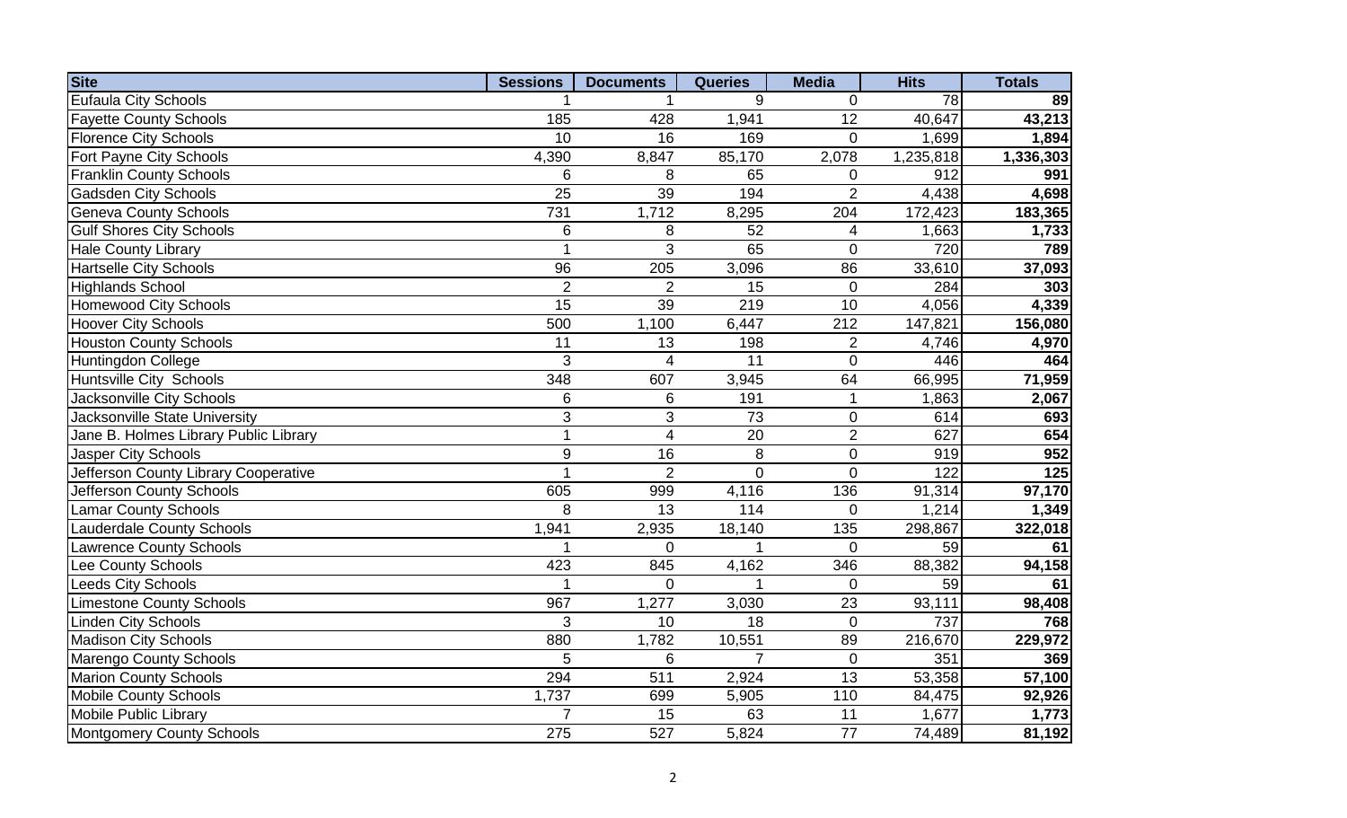| Site | Sessions | Documents | Queries | Media | Hits | Totals |
|---|---|---|---|---|---|---|
| Eufaula City Schools | 1 | 1 | 9 | 0 | 78 | **89** |
| Fayette County Schools | 185 | 428 | 1,941 | 12 | 40,647 | **43,213** |
| Florence City Schools | 10 | 16 | 169 | 0 | 1,699 | **1,894** |
| Fort Payne City Schools | 4,390 | 8,847 | 85,170 | 2,078 | 1,235,818 | **1,336,303** |
| Franklin County Schools | 6 | 8 | 65 | 0 | 912 | **991** |
| Gadsden City Schools | 25 | 39 | 194 | 2 | 4,438 | **4,698** |
| Geneva County Schools | 731 | 1,712 | 8,295 | 204 | 172,423 | **183,365** |
| Gulf Shores City Schools | 6 | 8 | 52 | 4 | 1,663 | **1,733** |
| Hale County Library | 1 | 3 | 65 | 0 | 720 | **789** |
| Hartselle City Schools | 96 | 205 | 3,096 | 86 | 33,610 | **37,093** |
| Highlands School | 2 | 2 | 15 | 0 | 284 | **303** |
| Homewood City Schools | 15 | 39 | 219 | 10 | 4,056 | **4,339** |
| Hoover City Schools | 500 | 1,100 | 6,447 | 212 | 147,821 | **156,080** |
| Houston County Schools | 11 | 13 | 198 | 2 | 4,746 | **4,970** |
| Huntingdon College | 3 | 4 | 11 | 0 | 446 | **464** |
| Huntsville City Schools | 348 | 607 | 3,945 | 64 | 66,995 | **71,959** |
| Jacksonville City Schools | 6 | 6 | 191 | 1 | 1,863 | **2,067** |
| Jacksonville State University | 3 | 3 | 73 | 0 | 614 | **693** |
| Jane B. Holmes Library Public Library | 1 | 4 | 20 | 2 | 627 | **654** |
| Jasper City Schools | 9 | 16 | 8 | 0 | 919 | **952** |
| Jefferson County Library Cooperative | 1 | 2 | 0 | 0 | 122 | **125** |
| Jefferson County Schools | 605 | 999 | 4,116 | 136 | 91,314 | **97,170** |
| Lamar County Schools | 8 | 13 | 114 | 0 | 1,214 | **1,349** |
| Lauderdale County Schools | 1,941 | 2,935 | 18,140 | 135 | 298,867 | **322,018** |
| Lawrence County Schools | 1 | 0 | 1 | 0 | 59 | **61** |
| Lee County Schools | 423 | 845 | 4,162 | 346 | 88,382 | **94,158** |
| Leeds City Schools | 1 | 0 | 1 | 0 | 59 | **61** |
| Limestone County Schools | 967 | 1,277 | 3,030 | 23 | 93,111 | **98,408** |
| Linden City Schools | 3 | 10 | 18 | 0 | 737 | **768** |
| Madison City Schools | 880 | 1,782 | 10,551 | 89 | 216,670 | **229,972** |
| Marengo County Schools | 5 | 6 | 7 | 0 | 351 | **369** |
| Marion County Schools | 294 | 511 | 2,924 | 13 | 53,358 | **57,100** |
| Mobile County Schools | 1,737 | 699 | 5,905 | 110 | 84,475 | **92,926** |
| Mobile Public Library | 7 | 15 | 63 | 11 | 1,677 | **1,773** |
| Montgomery County Schools | 275 | 527 | 5,824 | 77 | 74,489 | **81,192** |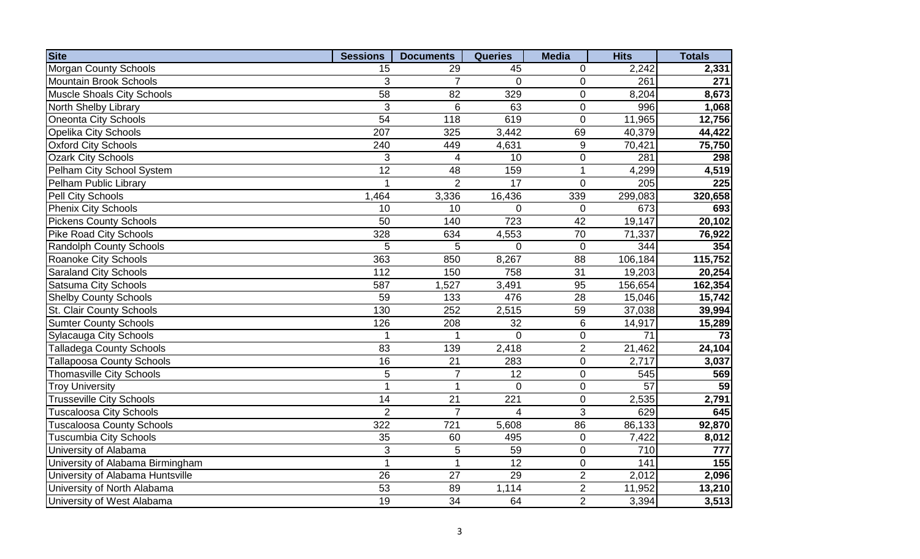| Site | Sessions | Documents | Queries | Media | Hits | Totals |
|---|---|---|---|---|---|---|
| Morgan County Schools | 15 | 29 | 45 | 0 | 2,242 | **2,331** |
| Mountain Brook Schools | 3 | 7 | 0 | 0 | 261 | **271** |
| Muscle Shoals City Schools | 58 | 82 | 329 | 0 | 8,204 | **8,673** |
| North Shelby Library | 3 | 6 | 63 | 0 | 996 | **1,068** |
| Oneonta City Schools | 54 | 118 | 619 | 0 | 11,965 | **12,756** |
| Opelika City Schools | 207 | 325 | 3,442 | 69 | 40,379 | **44,422** |
| Oxford City Schools | 240 | 449 | 4,631 | 9 | 70,421 | **75,750** |
| Ozark City Schools | 3 | 4 | 10 | 0 | 281 | **298** |
| Pelham City School System | 12 | 48 | 159 | 1 | 4,299 | **4,519** |
| Pelham Public Library | 1 | 2 | 17 | 0 | 205 | **225** |
| Pell City Schools | 1,464 | 3,336 | 16,436 | 339 | 299,083 | **320,658** |
| Phenix City Schools | 10 | 10 | 0 | 0 | 673 | **693** |
| Pickens County Schools | 50 | 140 | 723 | 42 | 19,147 | **20,102** |
| Pike Road City Schools | 328 | 634 | 4,553 | 70 | 71,337 | **76,922** |
| Randolph County Schools | 5 | 5 | 0 | 0 | 344 | **354** |
| Roanoke City Schools | 363 | 850 | 8,267 | 88 | 106,184 | **115,752** |
| Saraland City Schools | 112 | 150 | 758 | 31 | 19,203 | **20,254** |
| Satsuma City Schools | 587 | 1,527 | 3,491 | 95 | 156,654 | **162,354** |
| Shelby County Schools | 59 | 133 | 476 | 28 | 15,046 | **15,742** |
| St. Clair County Schools | 130 | 252 | 2,515 | 59 | 37,038 | **39,994** |
| Sumter County Schools | 126 | 208 | 32 | 6 | 14,917 | **15,289** |
| Sylacauga City Schools | 1 | 1 | 0 | 0 | 71 | **73** |
| Talladega County Schools | 83 | 139 | 2,418 | 2 | 21,462 | **24,104** |
| Tallapoosa County Schools | 16 | 21 | 283 | 0 | 2,717 | **3,037** |
| Thomasville City Schools | 5 | 7 | 12 | 0 | 545 | **569** |
| Troy University | 1 | 1 | 0 | 0 | 57 | **59** |
| Trusseville City Schools | 14 | 21 | 221 | 0 | 2,535 | **2,791** |
| Tuscaloosa City Schools | 2 | 7 | 4 | 3 | 629 | **645** |
| Tuscaloosa County Schools | 322 | 721 | 5,608 | 86 | 86,133 | **92,870** |
| Tuscumbia City Schools | 35 | 60 | 495 | 0 | 7,422 | **8,012** |
| University of Alabama | 3 | 5 | 59 | 0 | 710 | **777** |
| University of Alabama Birmingham | 1 | 1 | 12 | 0 | 141 | **155** |
| University of Alabama Huntsville | 26 | 27 | 29 | 2 | 2,012 | **2,096** |
| University of North Alabama | 53 | 89 | 1,114 | 2 | 11,952 | **13,210** |
| University of West Alabama | 19 | 34 | 64 | 2 | 3,394 | **3,513** |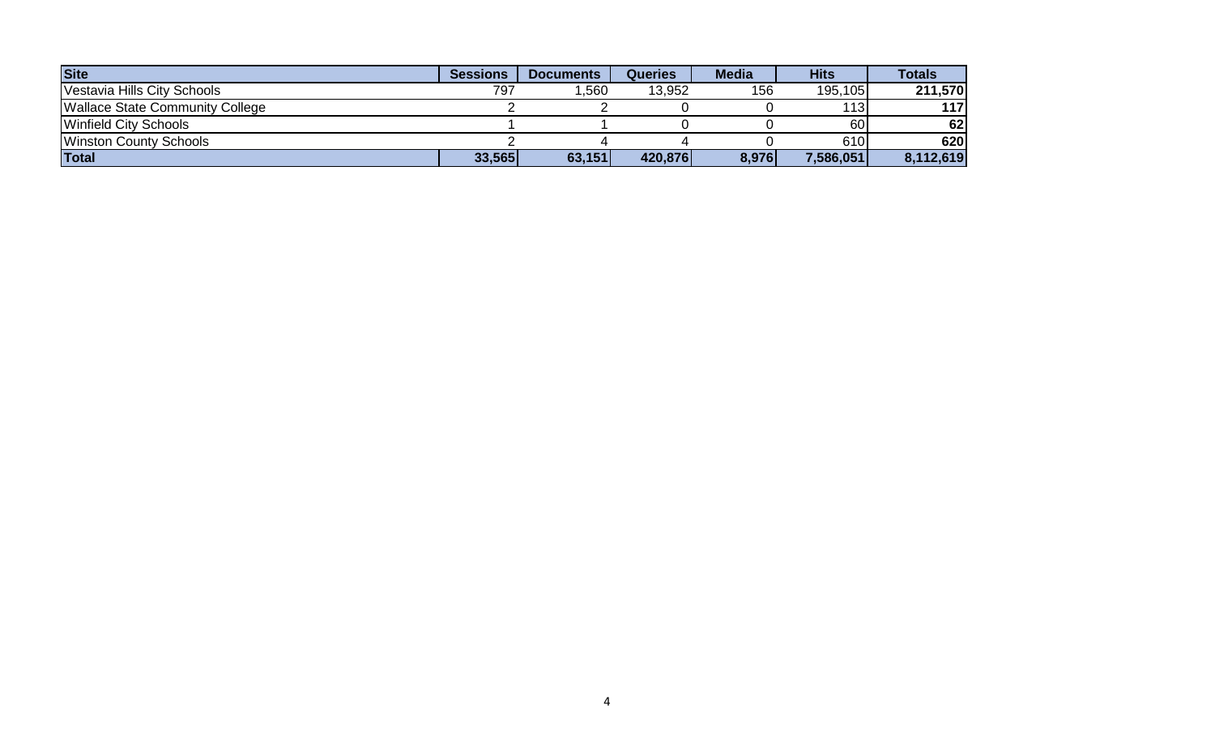| Site | Sessions | Documents | Queries | Media | Hits | Totals |
|---|---|---|---|---|---|---|
| Vestavia Hills City Schools | 797 | 1,560 | 13,952 | 156 | 195,105 | **211,570** |
| Wallace State Community College | 2 | 2 | 0 | 0 | 113 | **117** |
| Winfield City Schools | 1 | 1 | 0 | 0 | 60 | **62** |
| Winston County Schools | 2 | 4 | 4 | 0 | 610 | **620** |
| **Total** | **33,565** | **63,151** | **420,876** | **8,976** | **7,586,051** | **8,112,619** |